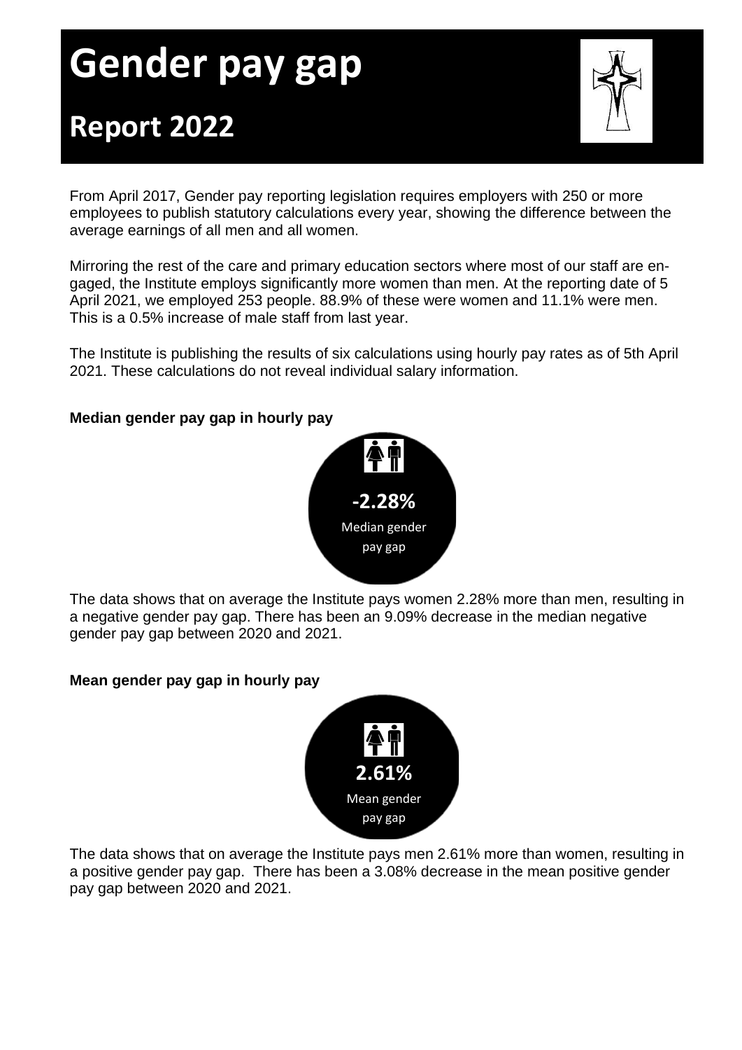# Gender pay gap

## Report 2022

From April 2017, Gender pay reporting legislation requires employers with 250 or more employees to publish statutory calculations every year, showing the difference between the average earnings of all men and all women.

Mirroring the rest of the care and primary education sectors where most of our staff are engaged, the Institute employs significantly more women than men. At the reporting date of 5 April 2021, we employed 253 people. 88.9% of these were women and 11.1% were men. This is a 0.5% increase of male staff from last year.

The Institute is publishing the results of six calculations using hourly pay rates as of 5th April 2021. These calculations do not reveal individual salary information.

**Median gender pay gap in hourly pay**

**-2.28%**
Median gender pay gap

The data shows that on average the Institute pays women 2.28% more than men, resulting in a negative gender pay gap. There has been an 9.09% decrease in the median negative gender pay gap between 2020 and 2021.

**Mean gender pay gap in hourly pay**

**2.61%**
Mean gender pay gap

The data shows that on average the Institute pays men 2.61% more than women, resulting in a positive gender pay gap. There has been a 3.08% decrease in the mean positive gender pay gap between 2020 and 2021.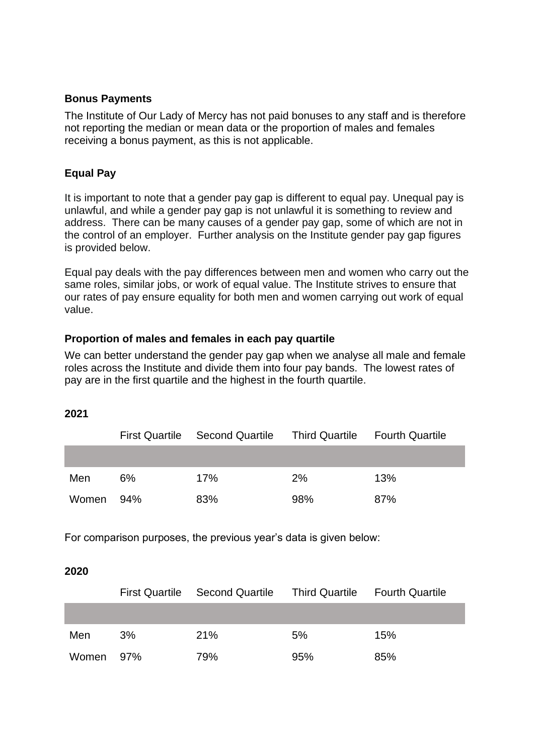**Bonus Payments**

The Institute of Our Lady of Mercy has not paid bonuses to any staff and is therefore not reporting the median or mean data or the proportion of males and females receiving a bonus payment, as this is not applicable.

**Equal Pay**

It is important to note that a gender pay gap is different to equal pay. Unequal pay is unlawful, and while a gender pay gap is not unlawful it is something to review and address. There can be many causes of a gender pay gap, some of which are not in the control of an employer. Further analysis on the Institute gender pay gap figures is provided below.

Equal pay deals with the pay differences between men and women who carry out the same roles, similar jobs, or work of equal value. The Institute strives to ensure that our rates of pay ensure equality for both men and women carrying out work of equal value.

**Proportion of males and females in each pay quartile**

We can better understand the gender pay gap when we analyse all male and female roles across the Institute and divide them into four pay bands. The lowest rates of pay are in the first quartile and the highest in the fourth quartile.

**2021**

| | First Quartile | Second Quartile | Third Quartile | Fourth Quartile |
|---|---|---|---|---|
| Men | 6% | 17% | 2% | 13% |
| Women | 94% | 83% | 98% | 87% |

For comparison purposes, the previous year's data is given below:

**2020**

| | First Quartile | Second Quartile | Third Quartile | Fourth Quartile |
|---|---|---|---|---|
| Men | 3% | 21% | 5% | 15% |
| Women | 97% | 79% | 95% | 85% |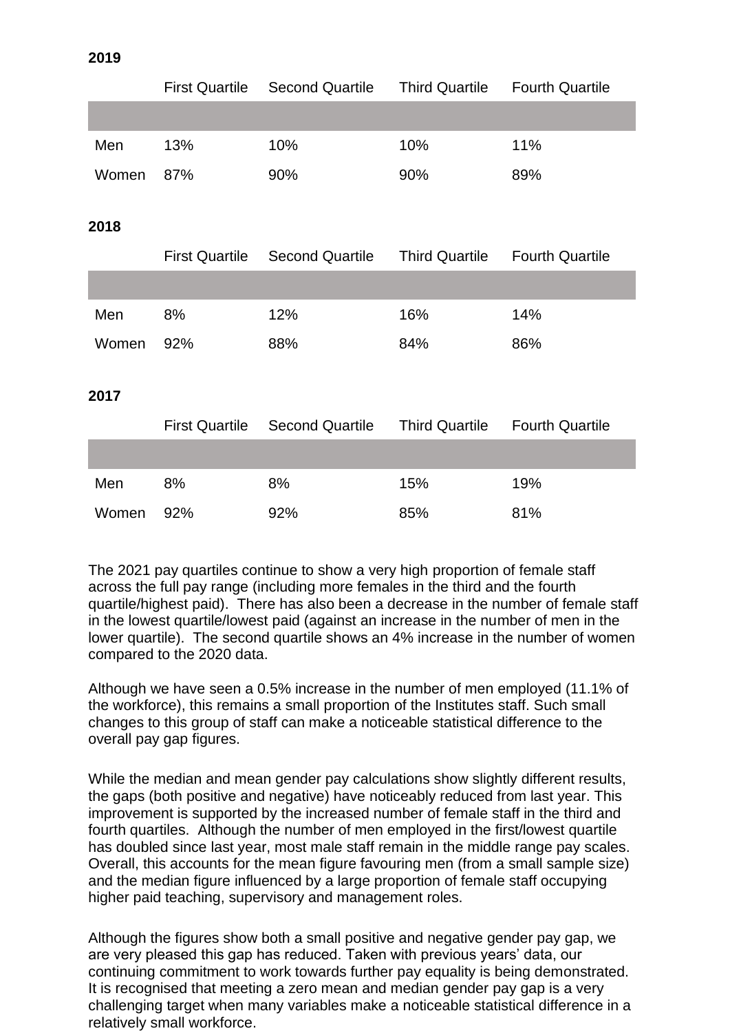**2019**

| | First Quartile | Second Quartile | Third Quartile | Fourth Quartile |
|---|---|---|---|---|
| Men | 13% | 10% | 10% | 11% |
| Women | 87% | 90% | 90% | 89% |

**2018**

| | First Quartile | Second Quartile | Third Quartile | Fourth Quartile |
|---|---|---|---|---|
| Men | 8% | 12% | 16% | 14% |
| Women | 92% | 88% | 84% | 86% |

**2017**

| | First Quartile | Second Quartile | Third Quartile | Fourth Quartile |
|---|---|---|---|---|
| Men | 8% | 8% | 15% | 19% |
| Women | 92% | 92% | 85% | 81% |

The 2021 pay quartiles continue to show a very high proportion of female staff across the full pay range (including more females in the third and the fourth quartile/highest paid). There has also been a decrease in the number of female staff in the lowest quartile/lowest paid (against an increase in the number of men in the lower quartile). The second quartile shows an 4% increase in the number of women compared to the 2020 data.

Although we have seen a 0.5% increase in the number of men employed (11.1% of the workforce), this remains a small proportion of the Institutes staff. Such small changes to this group of staff can make a noticeable statistical difference to the overall pay gap figures.

While the median and mean gender pay calculations show slightly different results, the gaps (both positive and negative) have noticeably reduced from last year. This improvement is supported by the increased number of female staff in the third and fourth quartiles. Although the number of men employed in the first/lowest quartile has doubled since last year, most male staff remain in the middle range pay scales. Overall, this accounts for the mean figure favouring men (from a small sample size) and the median figure influenced by a large proportion of female staff occupying higher paid teaching, supervisory and management roles.

Although the figures show both a small positive and negative gender pay gap, we are very pleased this gap has reduced. Taken with previous years' data, our continuing commitment to work towards further pay equality is being demonstrated. It is recognised that meeting a zero mean and median gender pay gap is a very challenging target when many variables make a noticeable statistical difference in a relatively small workforce.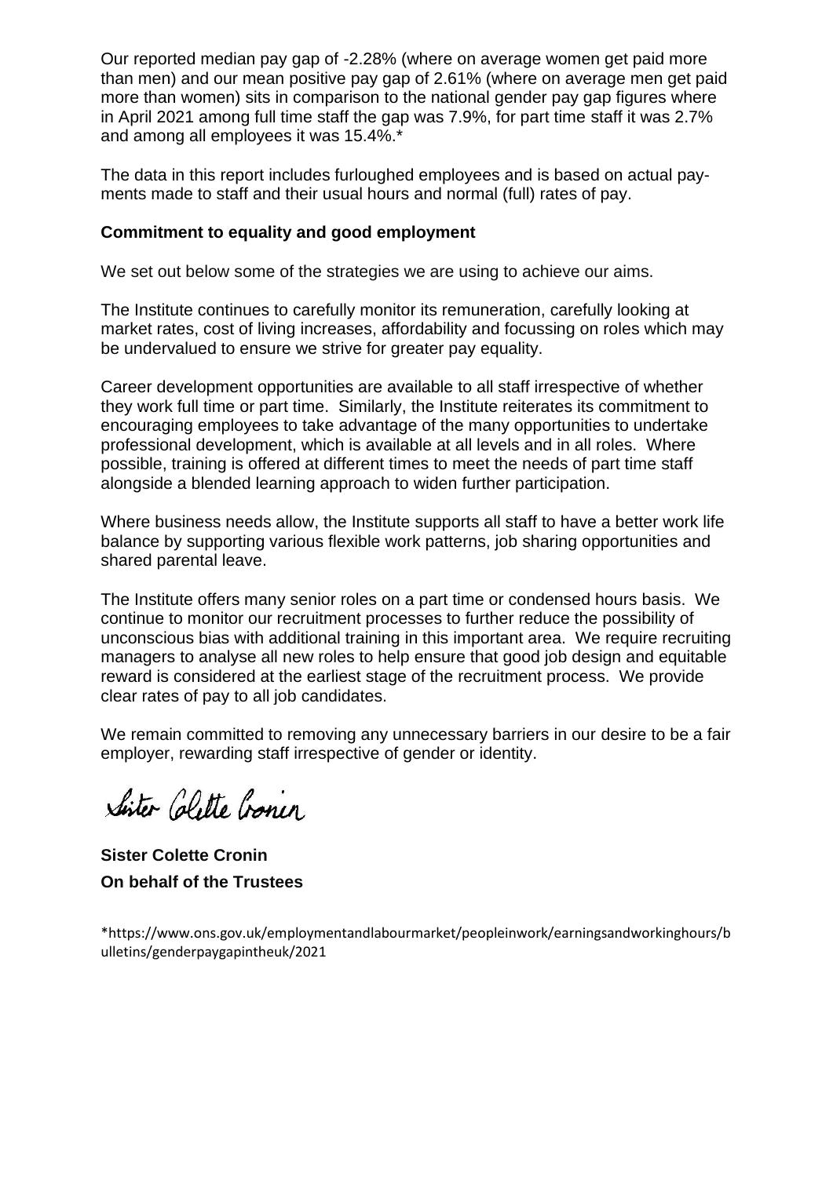Our reported median pay gap of -2.28% (where on average women get paid more than men) and our mean positive pay gap of 2.61% (where on average men get paid more than women) sits in comparison to the national gender pay gap figures where in April 2021 among full time staff the gap was 7.9%, for part time staff it was 2.7% and among all employees it was 15.4%.*

The data in this report includes furloughed employees and is based on actual payments made to staff and their usual hours and normal (full) rates of pay.

**Commitment to equality and good employment**

We set out below some of the strategies we are using to achieve our aims.

The Institute continues to carefully monitor its remuneration, carefully looking at market rates, cost of living increases, affordability and focussing on roles which may be undervalued to ensure we strive for greater pay equality.

Career development opportunities are available to all staff irrespective of whether they work full time or part time. Similarly, the Institute reiterates its commitment to encouraging employees to take advantage of the many opportunities to undertake professional development, which is available at all levels and in all roles. Where possible, training is offered at different times to meet the needs of part time staff alongside a blended learning approach to widen further participation.

Where business needs allow, the Institute supports all staff to have a better work life balance by supporting various flexible work patterns, job sharing opportunities and shared parental leave.

The Institute offers many senior roles on a part time or condensed hours basis. We continue to monitor our recruitment processes to further reduce the possibility of unconscious bias with additional training in this important area. We require recruiting managers to analyse all new roles to help ensure that good job design and equitable reward is considered at the earliest stage of the recruitment process. We provide clear rates of pay to all job candidates.

We remain committed to removing any unnecessary barriers in our desire to be a fair employer, rewarding staff irrespective of gender or identity.

Sister Colette Cronin

**Sister Colette Cronin**
**On behalf of the Trustees**

*https://www.ons.gov.uk/employmentandlabourmarket/peopleinwork/earningsandworkinghours/bulletins/genderpaygapintheuk/2021